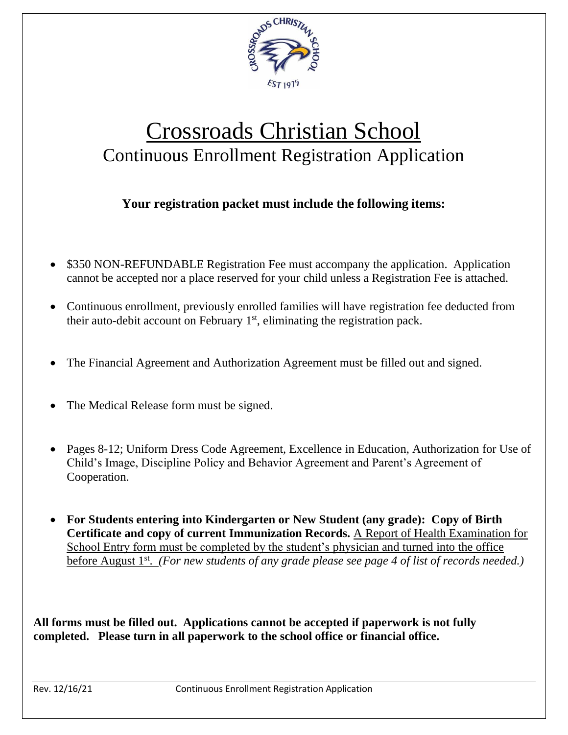# Crossroads Christian School

## Continuous Enrollment Registration Application

**Your registration packet must include the following items:**

- $350 NON-REFUNDABLE Registration Fee must accompany the application. Application cannot be accepted nor a place reserved for your child unless a Registration Fee is attached.
- Continuous enrollment, previously enrolled families will have registration fee deducted from their auto-debit account on February 1st, eliminating the registration pack.
- The Financial Agreement and Authorization Agreement must be filled out and signed.
- The Medical Release form must be signed.
- Pages 8-12; Uniform Dress Code Agreement, Excellence in Education, Authorization for Use of Child's Image, Discipline Policy and Behavior Agreement and Parent's Agreement of Cooperation.
- **For Students entering into Kindergarten or New Student (any grade): Copy of Birth Certificate and copy of current Immunization Records.** A Report of Health Examination for School Entry form must be completed by the student's physician and turned into the office before August 1st. *(For new students of any grade please see page 4 of list of records needed.)*

**All forms must be filled out. Applications cannot be accepted if paperwork is not fully completed. Please turn in all paperwork to the school office or financial office.**

Rev. 12/16/21 Continuous Enrollment Registration Application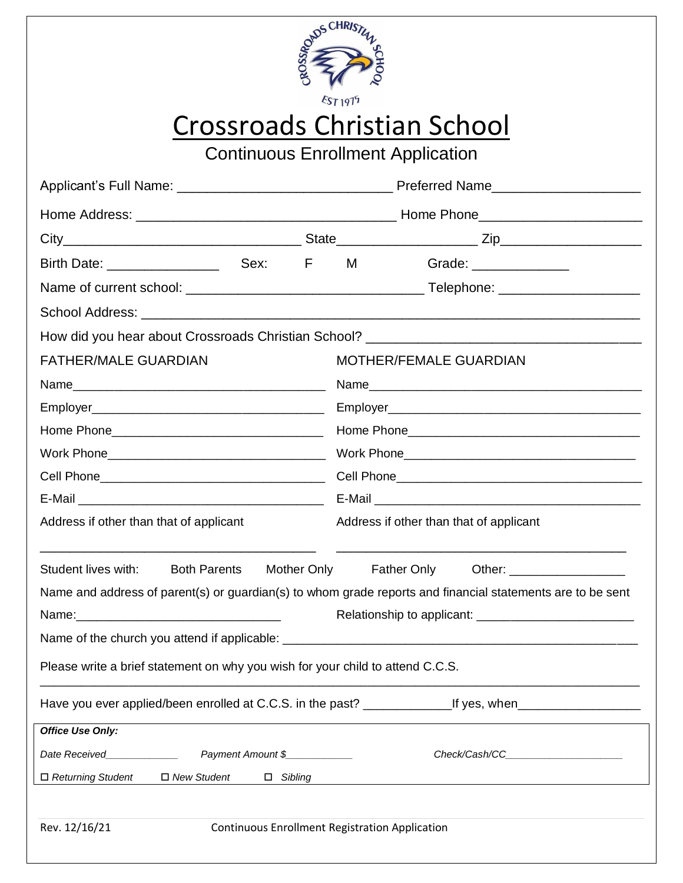# Crossroads Christian School

## Continuous Enrollment Application

Applicant's Full Name: ____________________________ Preferred Name____________________

Home Address: __________________________________ Home Phone_____________________

City________________________________ State__________________ Zip___________________

Birth Date: _______________ Sex: F M Grade: _____________

Name of current school: ______________________________ Telephone: __________________

School Address: ______________________________________________________________

How did you hear about Crossroads Christian School? ___________________________________

| FATHER/MALE GUARDIAN | MOTHER/FEMALE GUARDIAN |
|---|---|
| Name____________________________________ | Name______________________________________ |
| Employer_________________________________ | Employer____________________________________ |
| Home Phone______________________________ | Home Phone__________________________________ |
| Work Phone_______________________________ | Work Phone__________________________________ |
| Cell Phone________________________________ | Cell Phone___________________________________ |
| E-Mail ___________________________________ | E-Mail ______________________________________ |
| Address if other than that of applicant | Address if other than that of applicant |
| ____________________________________ | ______________________________________ |

Student lives with: Both Parents Mother Only Father Only Other: ________________

Name and address of parent(s) or guardian(s) to whom grade reports and financial statements are to be sent

Name:_____________________________ Relationship to applicant: ______________________

Name of the church you attend if applicable: ____________________________________________

Please write a brief statement on why you wish for your child to attend C.C.S.

_____________________________________________________________________________

Have you ever applied/been enrolled at C.C.S. in the past? ____________If yes, when________________

*Office Use Only:*

*Date Received____________* *Payment Amount $___________* *Check/Cash/CC____________________*

☐ *Returning Student* ☐ *New Student* ☐ *Sibling*

Rev. 12/16/21 Continuous Enrollment Registration Application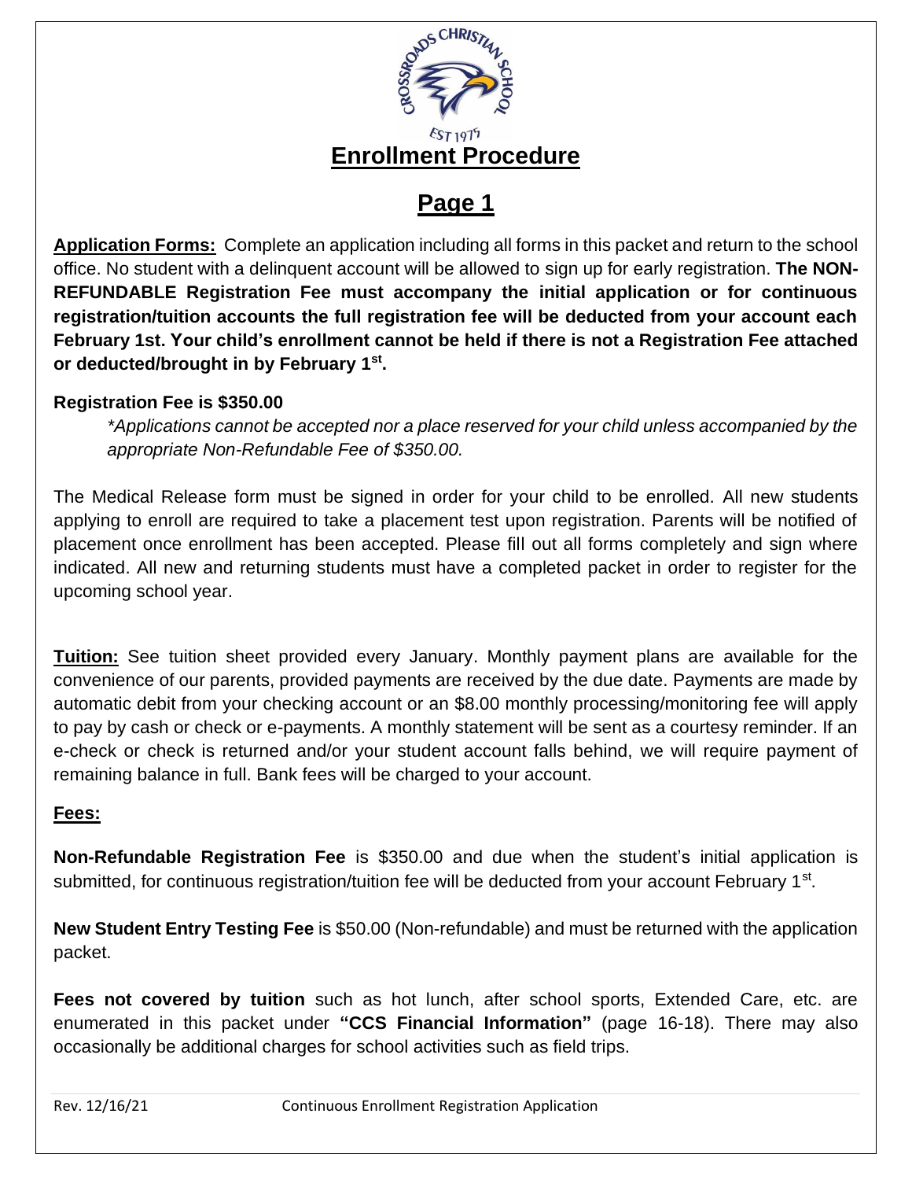# Enrollment Procedure

## Page 1

**Application Forms:** Complete an application including all forms in this packet and return to the school office. No student with a delinquent account will be allowed to sign up for early registration. **The NON-REFUNDABLE Registration Fee must accompany the initial application or for continuous registration/tuition accounts the full registration fee will be deducted from your account each February 1st. Your child's enrollment cannot be held if there is not a Registration Fee attached or deducted/brought in by February 1st.**

**Registration Fee is $350.00**

*\*Applications cannot be accepted nor a place reserved for your child unless accompanied by the appropriate Non-Refundable Fee of $350.00.*

The Medical Release form must be signed in order for your child to be enrolled. All new students applying to enroll are required to take a placement test upon registration. Parents will be notified of placement once enrollment has been accepted. Please fill out all forms completely and sign where indicated. All new and returning students must have a completed packet in order to register for the upcoming school year.

**Tuition:** See tuition sheet provided every January. Monthly payment plans are available for the convenience of our parents, provided payments are received by the due date. Payments are made by automatic debit from your checking account or an $8.00 monthly processing/monitoring fee will apply to pay by cash or check or e-payments. A monthly statement will be sent as a courtesy reminder. If an e-check or check is returned and/or your student account falls behind, we will require payment of remaining balance in full. Bank fees will be charged to your account.

**Fees:**

**Non-Refundable Registration Fee** is $350.00 and due when the student's initial application is submitted, for continuous registration/tuition fee will be deducted from your account February 1st.

**New Student Entry Testing Fee** is $50.00 (Non-refundable) and must be returned with the application packet.

**Fees not covered by tuition** such as hot lunch, after school sports, Extended Care, etc. are enumerated in this packet under **"CCS Financial Information"** (page 16-18). There may also occasionally be additional charges for school activities such as field trips.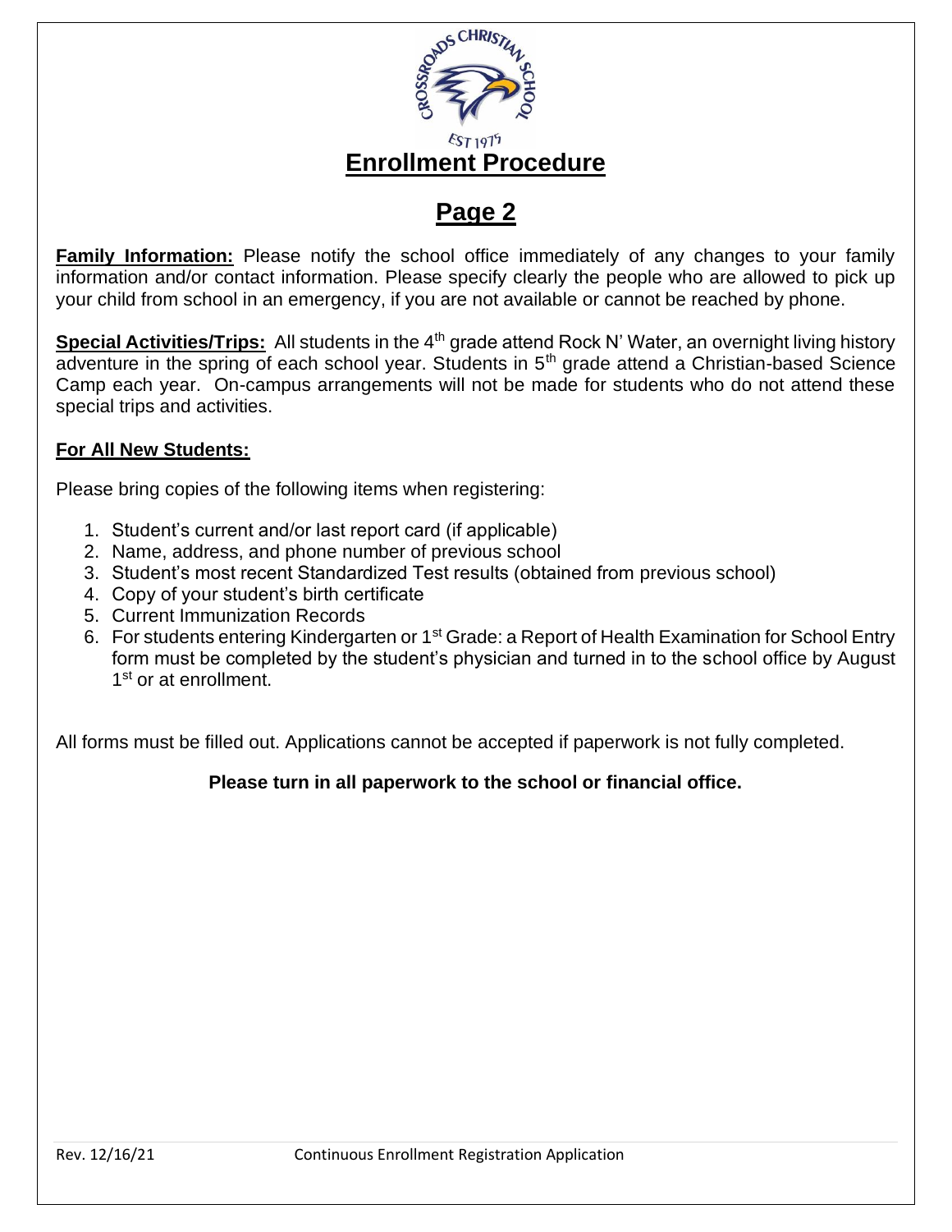# Enrollment Procedure

## Page 2

**Family Information:** Please notify the school office immediately of any changes to your family information and/or contact information. Please specify clearly the people who are allowed to pick up your child from school in an emergency, if you are not available or cannot be reached by phone.

**Special Activities/Trips:** All students in the 4th grade attend Rock N' Water, an overnight living history adventure in the spring of each school year. Students in 5th grade attend a Christian-based Science Camp each year. On-campus arrangements will not be made for students who do not attend these special trips and activities.

**For All New Students:**

Please bring copies of the following items when registering:

1. Student's current and/or last report card (if applicable)
2. Name, address, and phone number of previous school
3. Student's most recent Standardized Test results (obtained from previous school)
4. Copy of your student's birth certificate
5. Current Immunization Records
6. For students entering Kindergarten or 1st Grade: a Report of Health Examination for School Entry form must be completed by the student's physician and turned in to the school office by August 1st or at enrollment.

All forms must be filled out. Applications cannot be accepted if paperwork is not fully completed.

**Please turn in all paperwork to the school or financial office.**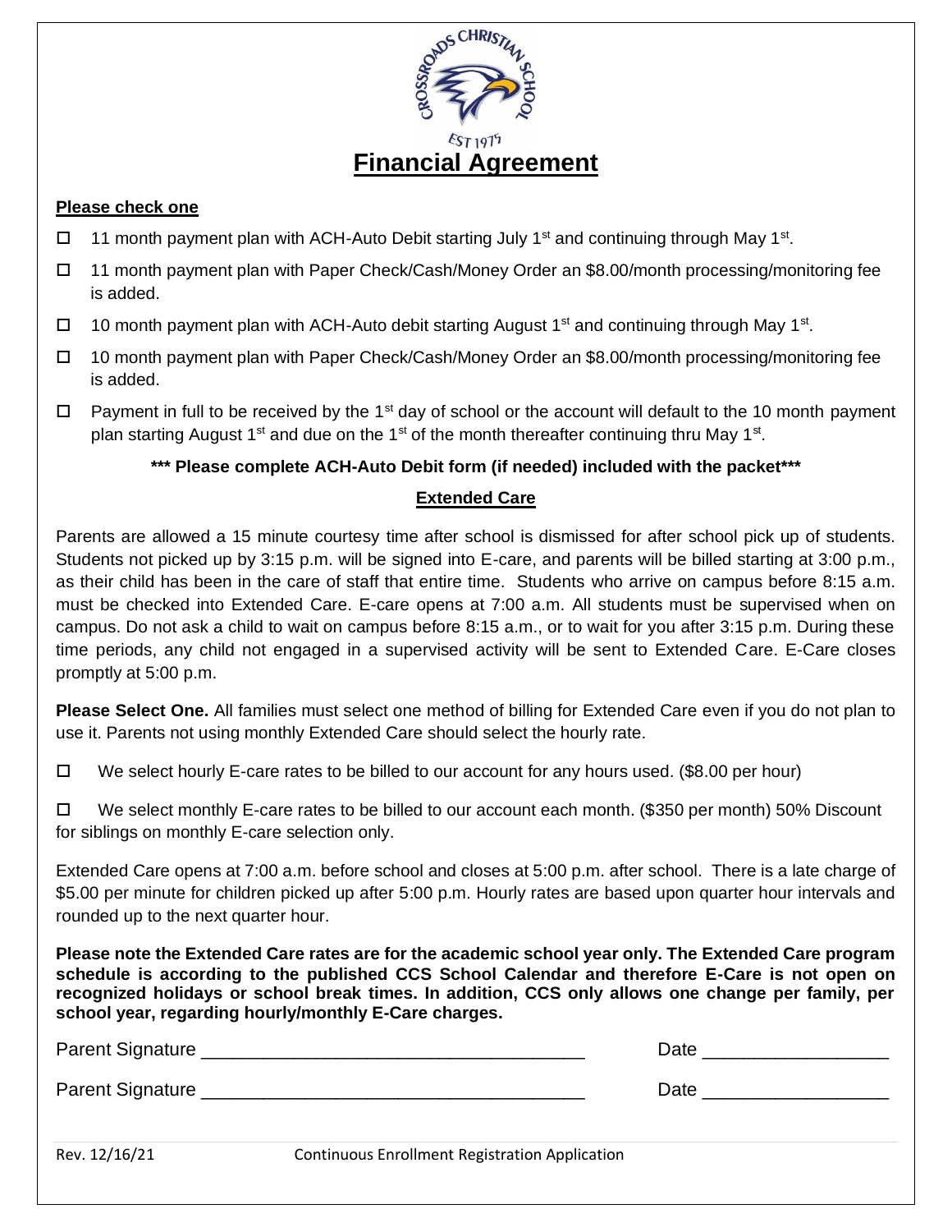# Financial Agreement

**Please check one**

- ☐ 11 month payment plan with ACH-Auto Debit starting July 1st and continuing through May 1st.
- ☐ 11 month payment plan with Paper Check/Cash/Money Order an $8.00/month processing/monitoring fee is added.
- ☐ 10 month payment plan with ACH-Auto debit starting August 1st and continuing through May 1st.
- ☐ 10 month payment plan with Paper Check/Cash/Money Order an $8.00/month processing/monitoring fee is added.
- ☐ Payment in full to be received by the 1st day of school or the account will default to the 10 month payment plan starting August 1st and due on the 1st of the month thereafter continuing thru May 1st.

**\*\*\* Please complete ACH-Auto Debit form (if needed) included with the packet\*\*\***

## Extended Care

Parents are allowed a 15 minute courtesy time after school is dismissed for after school pick up of students. Students not picked up by 3:15 p.m. will be signed into E-care, and parents will be billed starting at 3:00 p.m., as their child has been in the care of staff that entire time. Students who arrive on campus before 8:15 a.m. must be checked into Extended Care. E-care opens at 7:00 a.m. All students must be supervised when on campus. Do not ask a child to wait on campus before 8:15 a.m., or to wait for you after 3:15 p.m. During these time periods, any child not engaged in a supervised activity will be sent to Extended Care. E-Care closes promptly at 5:00 p.m.

**Please Select One.** All families must select one method of billing for Extended Care even if you do not plan to use it. Parents not using monthly Extended Care should select the hourly rate.

☐ We select hourly E-care rates to be billed to our account for any hours used. ($8.00 per hour)

☐ We select monthly E-care rates to be billed to our account each month. ($350 per month) 50% Discount for siblings on monthly E-care selection only.

Extended Care opens at 7:00 a.m. before school and closes at 5:00 p.m. after school. There is a late charge of $5.00 per minute for children picked up after 5:00 p.m. Hourly rates are based upon quarter hour intervals and rounded up to the next quarter hour.

**Please note the Extended Care rates are for the academic school year only. The Extended Care program schedule is according to the published CCS School Calendar and therefore E-Care is not open on recognized holidays or school break times. In addition, CCS only allows one change per family, per school year, regarding hourly/monthly E-Care charges.**

Parent Signature ____________________________________ Date __________________

Parent Signature ____________________________________ Date __________________

Rev. 12/16/21 Continuous Enrollment Registration Application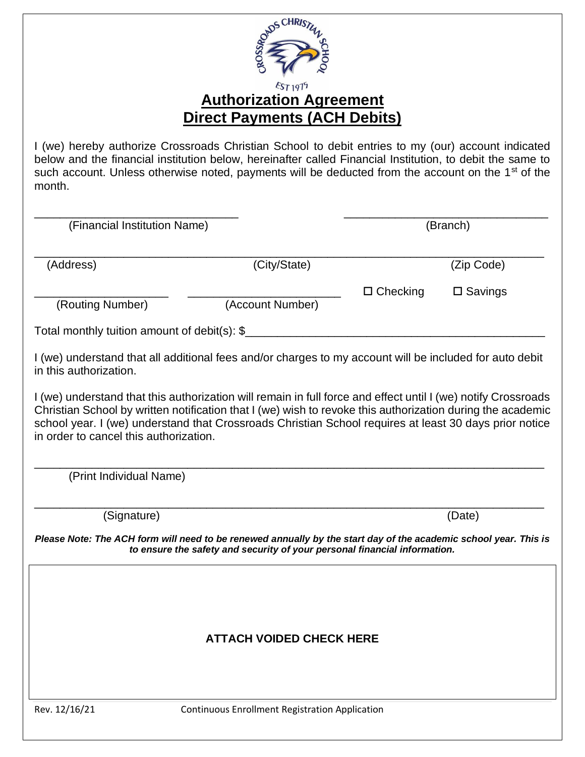# Authorization Agreement
# Direct Payments (ACH Debits)

I (we) hereby authorize Crossroads Christian School to debit entries to my (our) account indicated below and the financial institution below, hereinafter called Financial Institution, to debit the same to such account. Unless otherwise noted, payments will be deducted from the account on the 1st of the month.

______________________________ (Financial Institution Name) ______________________________ (Branch)

__________________________________________________________________________
(Address) (City/State) (Zip Code)

____________________ (Routing Number) ______________________ (Account Number) ☐ Checking ☐ Savings

Total monthly tuition amount of debit(s): $____________________________________________

I (we) understand that all additional fees and/or charges to my account will be included for auto debit in this authorization.

I (we) understand that this authorization will remain in full force and effect until I (we) notify Crossroads Christian School by written notification that I (we) wish to revoke this authorization during the academic school year. I (we) understand that Crossroads Christian School requires at least 30 days prior notice in order to cancel this authorization.

__________________________________________________________________________
(Print Individual Name)

__________________________________________________________________________
(Signature) (Date)

***Please Note: The ACH form will need to be renewed annually by the start day of the academic school year. This is to ensure the safety and security of your personal financial information.***

**ATTACH VOIDED CHECK HERE**

Rev. 12/16/21 Continuous Enrollment Registration Application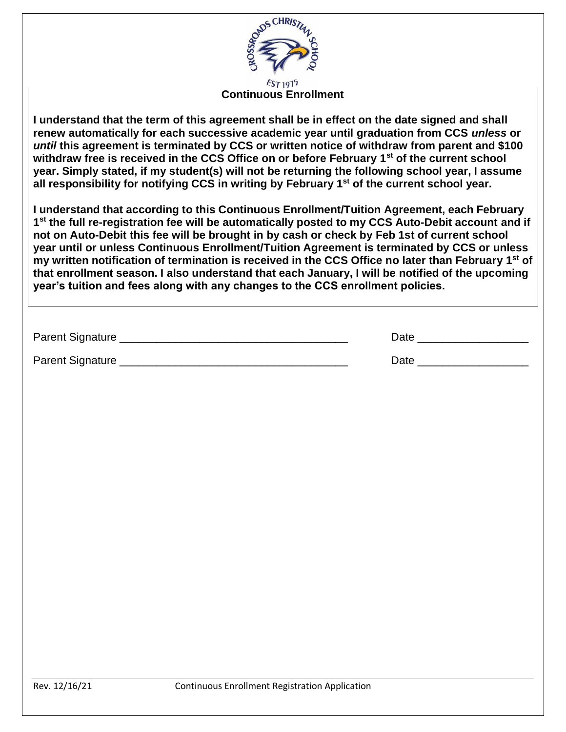## Continuous Enrollment

**I understand that the term of this agreement shall be in effect on the date signed and shall renew automatically for each successive academic year until graduation from CCS *unless* or *until* this agreement is terminated by CCS or written notice of withdraw from parent and $100 withdraw free is received in the CCS Office on or before February 1st of the current school year. Simply stated, if my student(s) will not be returning the following school year, I assume all responsibility for notifying CCS in writing by February 1st of the current school year.**

**I understand that according to this Continuous Enrollment/Tuition Agreement, each February 1st the full re-registration fee will be automatically posted to my CCS Auto-Debit account and if not on Auto-Debit this fee will be brought in by cash or check by Feb 1st of current school year until or unless Continuous Enrollment/Tuition Agreement is terminated by CCS or unless my written notification of termination is received in the CCS Office no later than February 1st of that enrollment season. I also understand that each January, I will be notified of the upcoming year's tuition and fees along with any changes to the CCS enrollment policies.**

Parent Signature ____________________________________ Date __________________

Parent Signature ____________________________________ Date __________________

Rev. 12/16/21 Continuous Enrollment Registration Application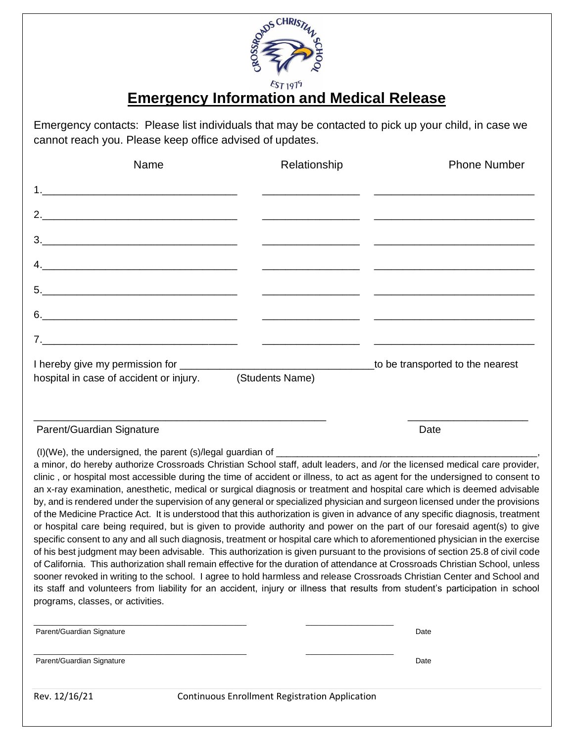# Emergency Information and Medical Release

Emergency contacts: Please list individuals that may be contacted to pick up your child, in case we cannot reach you. Please keep office advised of updates.

| Name | Relationship | Phone Number |
|---|---|---|
| 1.________________________________ | ________________ | ___________________________ |
| 2.________________________________ | ________________ | ___________________________ |
| 3.________________________________ | ________________ | ___________________________ |
| 4.________________________________ | ________________ | ___________________________ |
| 5.________________________________ | ________________ | ___________________________ |
| 6.________________________________ | ________________ | ___________________________ |
| 7.________________________________ | ________________ | ___________________________ |

I hereby give my permission for ________________________________to be transported to the nearest hospital in case of accident or injury. (Students Name)

_____________________________________________ ____________________

Parent/Guardian Signature Date

(I)(We), the undersigned, the parent (s)/legal guardian of ______________________________________________, a minor, do hereby authorize Crossroads Christian School staff, adult leaders, and /or the licensed medical care provider, clinic , or hospital most accessible during the time of accident or illness, to act as agent for the undersigned to consent to an x-ray examination, anesthetic, medical or surgical diagnosis or treatment and hospital care which is deemed advisable by, and is rendered under the supervision of any general or specialized physician and surgeon licensed under the provisions of the Medicine Practice Act. It is understood that this authorization is given in advance of any specific diagnosis, treatment or hospital care being required, but is given to provide authority and power on the part of our foresaid agent(s) to give specific consent to any and all such diagnosis, treatment or hospital care which to aforementioned physician in the exercise of his best judgment may been advisable. This authorization is given pursuant to the provisions of section 25.8 of civil code of California. This authorization shall remain effective for the duration of attendance at Crossroads Christian School, unless sooner revoked in writing to the school. I agree to hold harmless and release Crossroads Christian Center and School and its staff and volunteers from liability for an accident, injury or illness that results from student's participation in school programs, classes, or activities.

_________________________________________ _________________

Parent/Guardian Signature Date

_________________________________________ _________________

Parent/Guardian Signature Date

Rev. 12/16/21 Continuous Enrollment Registration Application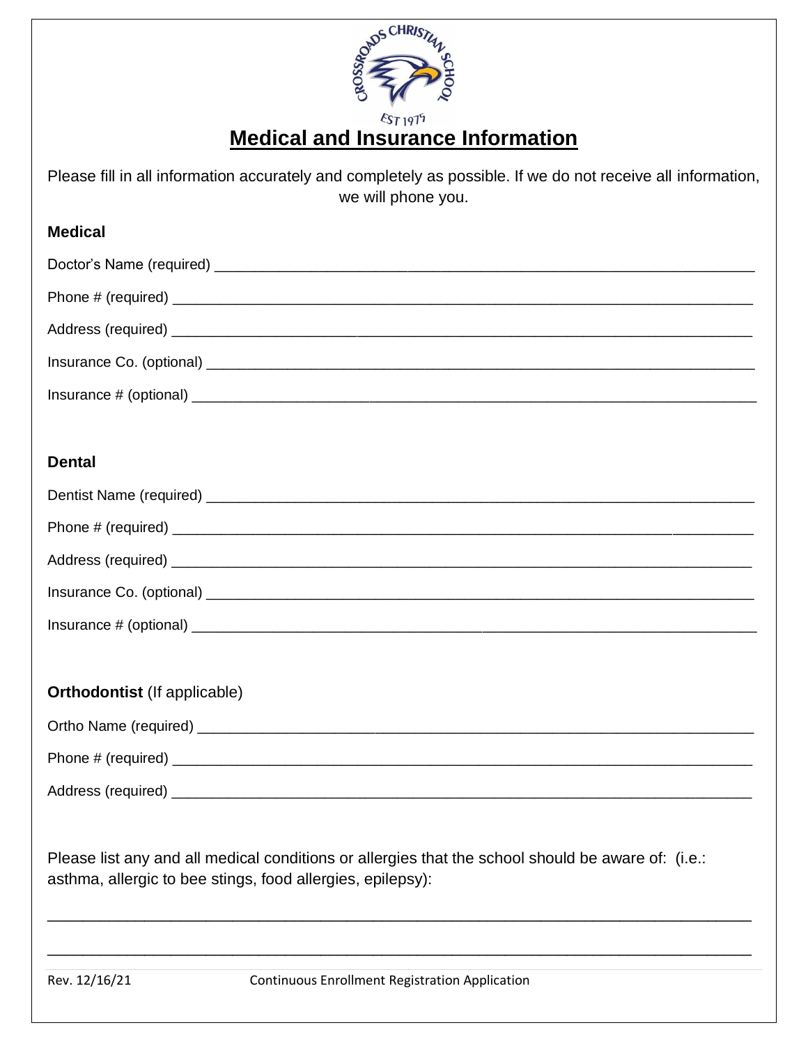# Medical and Insurance Information

Please fill in all information accurately and completely as possible. If we do not receive all information, we will phone you.

**Medical**

Doctor's Name (required) ____________________________________________

Phone # (required) ____________________________________________

Address (required) ____________________________________________

Insurance Co. (optional) ____________________________________________

Insurance # (optional) ____________________________________________

**Dental**

Dentist Name (required) ____________________________________________

Phone # (required) ____________________________________________

Address (required) ____________________________________________

Insurance Co. (optional) ____________________________________________

Insurance # (optional) ____________________________________________

**Orthodontist** (If applicable)

Ortho Name (required) ____________________________________________

Phone # (required) ____________________________________________

Address (required) ____________________________________________

Please list any and all medical conditions or allergies that the school should be aware of: (i.e.: asthma, allergic to bee stings, food allergies, epilepsy):

____________________________________________________________________

____________________________________________________________________

Rev. 12/16/21 Continuous Enrollment Registration Application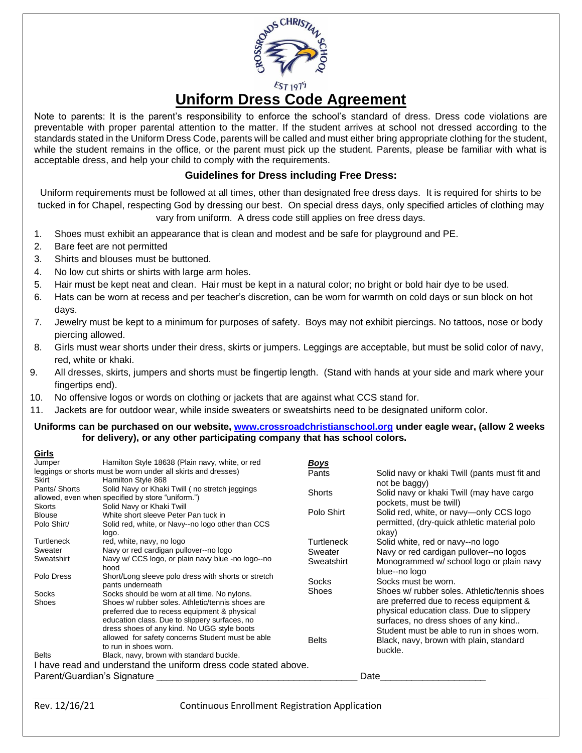# Uniform Dress Code Agreement

Note to parents: It is the parent's responsibility to enforce the school's standard of dress. Dress code violations are preventable with proper parental attention to the matter. If the student arrives at school not dressed according to the standards stated in the Uniform Dress Code, parents will be called and must either bring appropriate clothing for the student, while the student remains in the office, or the parent must pick up the student. Parents, please be familiar with what is acceptable dress, and help your child to comply with the requirements.

### Guidelines for Dress including Free Dress:

Uniform requirements must be followed at all times, other than designated free dress days. It is required for shirts to be tucked in for Chapel, respecting God by dressing our best. On special dress days, only specified articles of clothing may vary from uniform. A dress code still applies on free dress days.

1. Shoes must exhibit an appearance that is clean and modest and be safe for playground and PE.
2. Bare feet are not permitted
3. Shirts and blouses must be buttoned.
4. No low cut shirts or shirts with large arm holes.
5. Hair must be kept neat and clean. Hair must be kept in a natural color; no bright or bold hair dye to be used.
6. Hats can be worn at recess and per teacher's discretion, can be worn for warmth on cold days or sun block on hot days.
7. Jewelry must be kept to a minimum for purposes of safety. Boys may not exhibit piercings. No tattoos, nose or body piercing allowed.
8. Girls must wear shorts under their dress, skirts or jumpers. Leggings are acceptable, but must be solid color of navy, red, white or khaki.
9. All dresses, skirts, jumpers and shorts must be fingertip length. (Stand with hands at your side and mark where your fingertips end).
10. No offensive logos or words on clothing or jackets that are against what CCS stand for.
11. Jackets are for outdoor wear, while inside sweaters or sweatshirts need to be designated uniform color.

**Uniforms can be purchased on our website, [www.crossroadchristianschool.org](http://www.crossroadchristianschool.org) under eagle wear, (allow 2 weeks for delivery), or any other participating company that has school colors.**

**Girls**

| Item | Requirement |
|---|---|
| Jumper | Hamilton Style 18638 (Plain navy, white, or red leggings or shorts must be worn under all skirts and dresses) |
| Skirt | Hamilton Style 868 |
| Pants/ Shorts | Solid Navy or Khaki Twill ( no stretch jeggings allowed, even when specified by store "uniform.") |
| Skorts | Solid Navy or Khaki Twill |
| Blouse | White short sleeve Peter Pan tuck in |
| Polo Shirt/ | Solid red, white, or Navy--no logo other than CCS logo. |
| Turtleneck | red, white, navy, no logo |
| Sweater | Navy or red cardigan pullover--no logo |
| Sweatshirt | Navy w/ CCS logo, or plain navy blue -no logo--no hood |
| Polo Dress | Short/Long sleeve polo dress with shorts or stretch pants underneath |
| Socks | Socks should be worn at all time. No nylons. |
| Shoes | Shoes w/ rubber soles. Athletic/tennis shoes are preferred due to recess equipment & physical education class. Due to slippery surfaces, no dress shoes of any kind. No UGG style boots allowed for safety concerns Student must be able to run in shoes worn. |
| Belts | Black, navy, brown with standard buckle. |

***Boys***

| Item | Requirement |
|---|---|
| Pants | Solid navy or khaki Twill (pants must fit and not be baggy) |
| Shorts | Solid navy or khaki Twill (may have cargo pockets, must be twill) |
| Polo Shirt | Solid red, white, or navy—only CCS logo permitted, (dry-quick athletic material polo okay) |
| Turtleneck | Solid white, red or navy--no logo |
| Sweater | Navy or red cardigan pullover--no logos |
| Sweatshirt | Monogrammed w/ school logo or plain navy blue--no logo |
| Socks | Socks must be worn. |
| Shoes | Shoes w/ rubber soles. Athletic/tennis shoes are preferred due to recess equipment & physical education class. Due to slippery surfaces, no dress shoes of any kind.. Student must be able to run in shoes worn. |
| Belts | Black, navy, brown with plain, standard buckle. |

I have read and understand the uniform dress code stated above.

Parent/Guardian's Signature ________________________________ Date__________________

Rev. 12/16/21 Continuous Enrollment Registration Application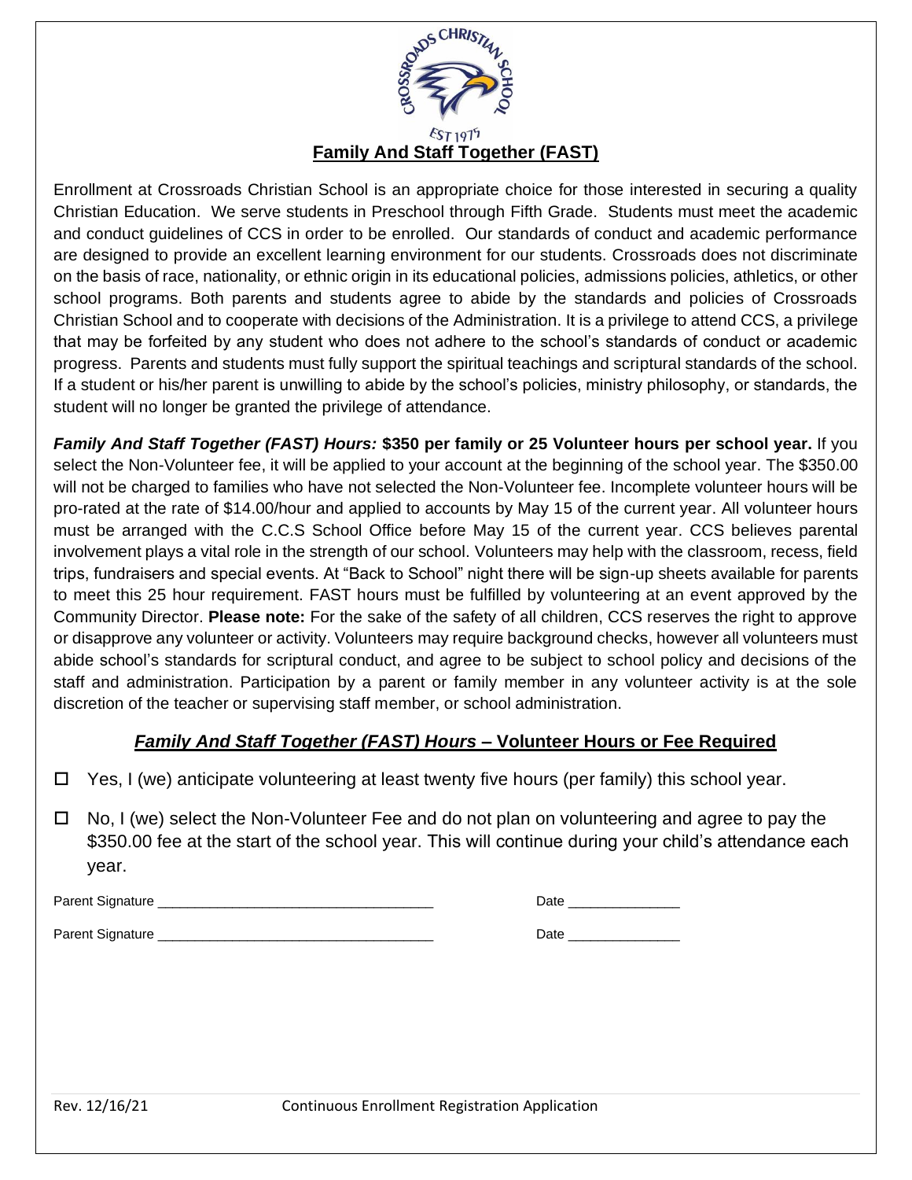# Family And Staff Together (FAST)

Enrollment at Crossroads Christian School is an appropriate choice for those interested in securing a quality Christian Education. We serve students in Preschool through Fifth Grade. Students must meet the academic and conduct guidelines of CCS in order to be enrolled. Our standards of conduct and academic performance are designed to provide an excellent learning environment for our students. Crossroads does not discriminate on the basis of race, nationality, or ethnic origin in its educational policies, admissions policies, athletics, or other school programs. Both parents and students agree to abide by the standards and policies of Crossroads Christian School and to cooperate with decisions of the Administration. It is a privilege to attend CCS, a privilege that may be forfeited by any student who does not adhere to the school's standards of conduct or academic progress. Parents and students must fully support the spiritual teachings and scriptural standards of the school. If a student or his/her parent is unwilling to abide by the school's policies, ministry philosophy, or standards, the student will no longer be granted the privilege of attendance.

***Family And Staff Together (FAST) Hours:*** **$350 per family or 25 Volunteer hours per school year.** If you select the Non-Volunteer fee, it will be applied to your account at the beginning of the school year. The $350.00 will not be charged to families who have not selected the Non-Volunteer fee. Incomplete volunteer hours will be pro-rated at the rate of $14.00/hour and applied to accounts by May 15 of the current year. All volunteer hours must be arranged with the C.C.S School Office before May 15 of the current year. CCS believes parental involvement plays a vital role in the strength of our school. Volunteers may help with the classroom, recess, field trips, fundraisers and special events. At "Back to School" night there will be sign-up sheets available for parents to meet this 25 hour requirement. FAST hours must be fulfilled by volunteering at an event approved by the Community Director. **Please note:** For the sake of the safety of all children, CCS reserves the right to approve or disapprove any volunteer or activity. Volunteers may require background checks, however all volunteers must abide school's standards for scriptural conduct, and agree to be subject to school policy and decisions of the staff and administration. Participation by a parent or family member in any volunteer activity is at the sole discretion of the teacher or supervising staff member, or school administration.

## ***Family And Staff Together (FAST) Hours*** – Volunteer Hours or Fee Required

- ☐ Yes, I (we) anticipate volunteering at least twenty five hours (per family) this school year.
- ☐ No, I (we) select the Non-Volunteer Fee and do not plan on volunteering and agree to pay the $350.00 fee at the start of the school year. This will continue during your child's attendance each year.

Parent Signature ___________________________________ Date _______________

Parent Signature ___________________________________ Date _______________

Rev. 12/16/21 Continuous Enrollment Registration Application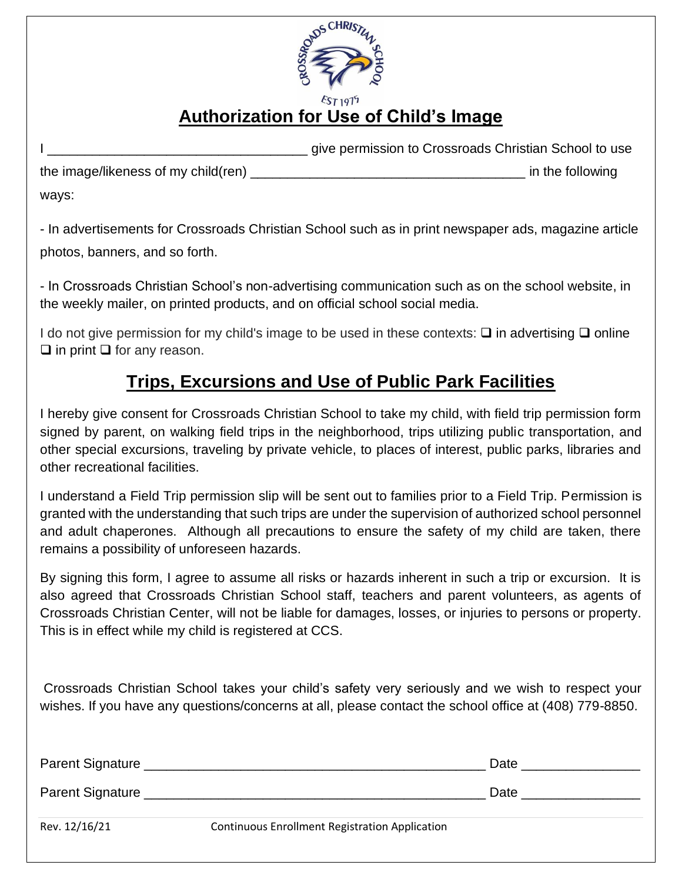# Authorization for Use of Child's Image

I __________________________________ give permission to Crossroads Christian School to use the image/likeness of my child(ren) ____________________________________ in the following ways:

- In advertisements for Crossroads Christian School such as in print newspaper ads, magazine article photos, banners, and so forth.

- In Crossroads Christian School's non-advertising communication such as on the school website, in the weekly mailer, on printed products, and on official school social media.

I do not give permission for my child's image to be used in these contexts: ❑ in advertising ❑ online ❑ in print ❑ for any reason.

## Trips, Excursions and Use of Public Park Facilities

I hereby give consent for Crossroads Christian School to take my child, with field trip permission form signed by parent, on walking field trips in the neighborhood, trips utilizing public transportation, and other special excursions, traveling by private vehicle, to places of interest, public parks, libraries and other recreational facilities.

I understand a Field Trip permission slip will be sent out to families prior to a Field Trip. Permission is granted with the understanding that such trips are under the supervision of authorized school personnel and adult chaperones. Although all precautions to ensure the safety of my child are taken, there remains a possibility of unforeseen hazards.

By signing this form, I agree to assume all risks or hazards inherent in such a trip or excursion. It is also agreed that Crossroads Christian School staff, teachers and parent volunteers, as agents of Crossroads Christian Center, will not be liable for damages, losses, or injuries to persons or property. This is in effect while my child is registered at CCS.

Crossroads Christian School takes your child's safety very seriously and we wish to respect your wishes. If you have any questions/concerns at all, please contact the school office at (408) 779-8850.

Parent Signature ____________________________________________ Date _______________

Parent Signature ____________________________________________ Date _______________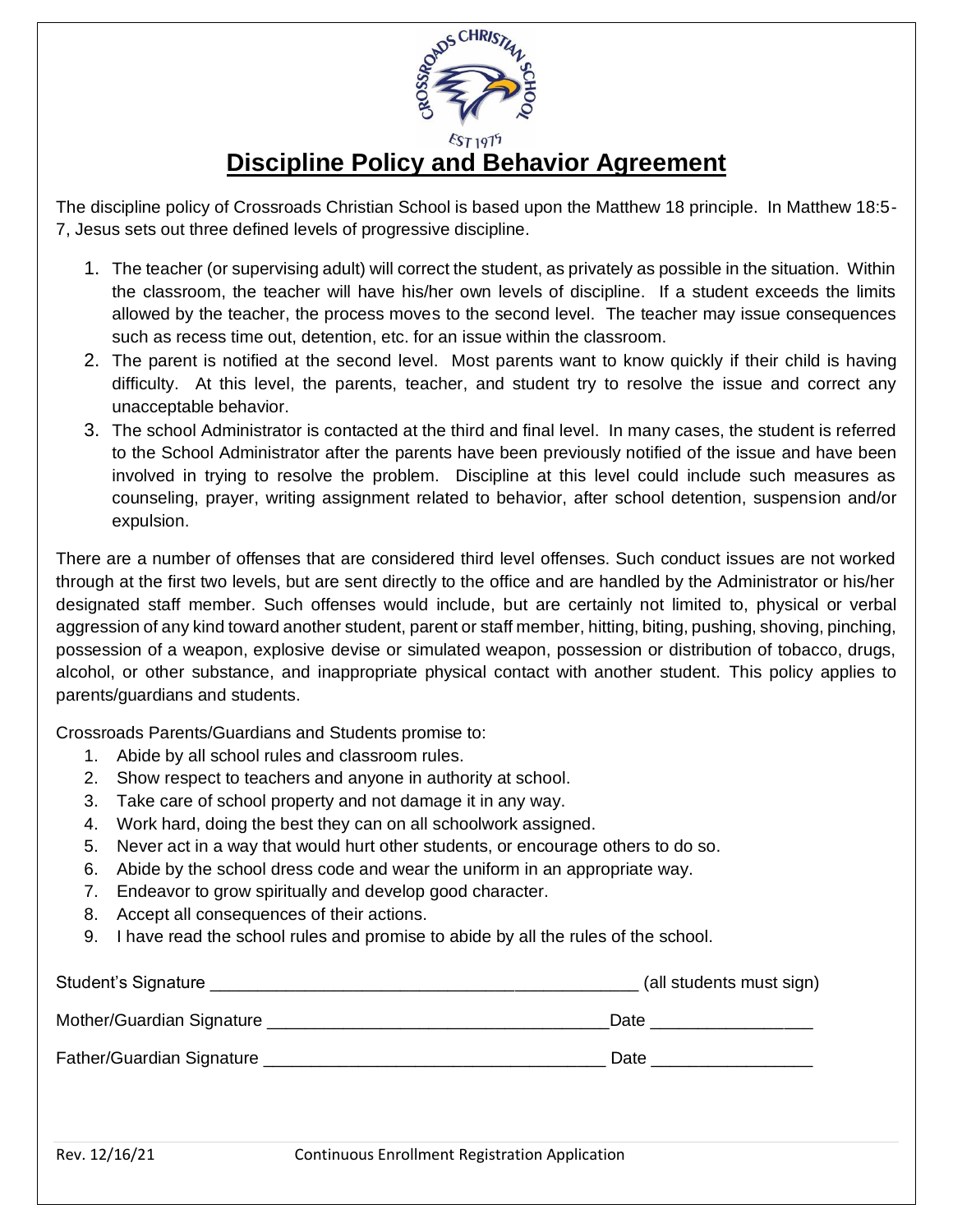# Discipline Policy and Behavior Agreement

The discipline policy of Crossroads Christian School is based upon the Matthew 18 principle. In Matthew 18:5-7, Jesus sets out three defined levels of progressive discipline.

1. The teacher (or supervising adult) will correct the student, as privately as possible in the situation. Within the classroom, the teacher will have his/her own levels of discipline. If a student exceeds the limits allowed by the teacher, the process moves to the second level. The teacher may issue consequences such as recess time out, detention, etc. for an issue within the classroom.
2. The parent is notified at the second level. Most parents want to know quickly if their child is having difficulty. At this level, the parents, teacher, and student try to resolve the issue and correct any unacceptable behavior.
3. The school Administrator is contacted at the third and final level. In many cases, the student is referred to the School Administrator after the parents have been previously notified of the issue and have been involved in trying to resolve the problem. Discipline at this level could include such measures as counseling, prayer, writing assignment related to behavior, after school detention, suspension and/or expulsion.

There are a number of offenses that are considered third level offenses. Such conduct issues are not worked through at the first two levels, but are sent directly to the office and are handled by the Administrator or his/her designated staff member. Such offenses would include, but are certainly not limited to, physical or verbal aggression of any kind toward another student, parent or staff member, hitting, biting, pushing, shoving, pinching, possession of a weapon, explosive devise or simulated weapon, possession or distribution of tobacco, drugs, alcohol, or other substance, and inappropriate physical contact with another student. This policy applies to parents/guardians and students.

Crossroads Parents/Guardians and Students promise to:

1. Abide by all school rules and classroom rules.
2. Show respect to teachers and anyone in authority at school.
3. Take care of school property and not damage it in any way.
4. Work hard, doing the best they can on all schoolwork assigned.
5. Never act in a way that would hurt other students, or encourage others to do so.
6. Abide by the school dress code and wear the uniform in an appropriate way.
7. Endeavor to grow spiritually and develop good character.
8. Accept all consequences of their actions.
9. I have read the school rules and promise to abide by all the rules of the school.

Student's Signature ____________________________________________ (all students must sign)

Mother/Guardian Signature ___________________________________Date ________________

Father/Guardian Signature ___________________________________ Date ________________

Rev. 12/16/21 Continuous Enrollment Registration Application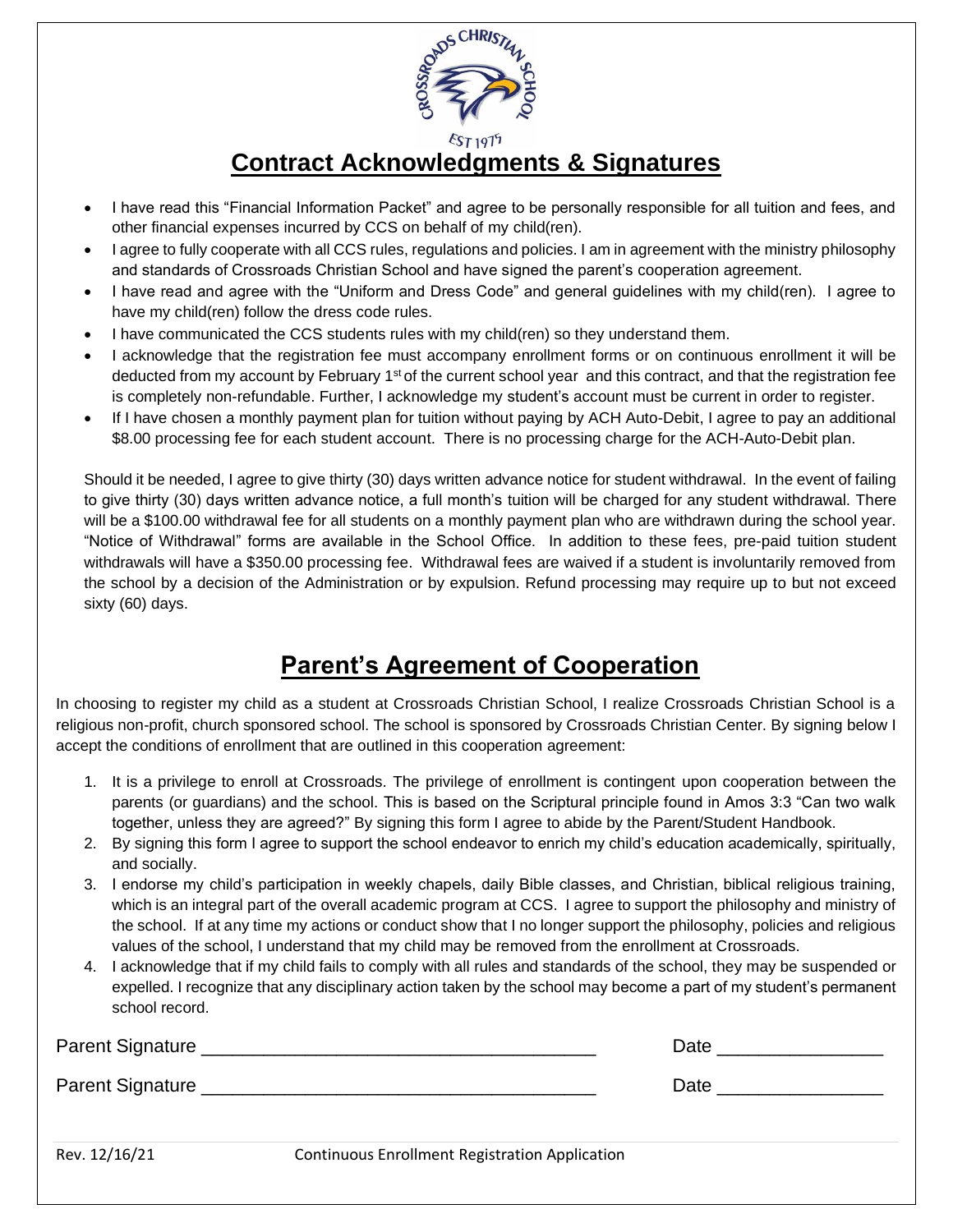# Contract Acknowledgments & Signatures

- I have read this "Financial Information Packet" and agree to be personally responsible for all tuition and fees, and other financial expenses incurred by CCS on behalf of my child(ren).
- I agree to fully cooperate with all CCS rules, regulations and policies. I am in agreement with the ministry philosophy and standards of Crossroads Christian School and have signed the parent's cooperation agreement.
- I have read and agree with the "Uniform and Dress Code" and general guidelines with my child(ren). I agree to have my child(ren) follow the dress code rules.
- I have communicated the CCS students rules with my child(ren) so they understand them.
- I acknowledge that the registration fee must accompany enrollment forms or on continuous enrollment it will be deducted from my account by February 1st of the current school year and this contract, and that the registration fee is completely non-refundable. Further, I acknowledge my student's account must be current in order to register.
- If I have chosen a monthly payment plan for tuition without paying by ACH Auto-Debit, I agree to pay an additional $8.00 processing fee for each student account. There is no processing charge for the ACH-Auto-Debit plan.

Should it be needed, I agree to give thirty (30) days written advance notice for student withdrawal. In the event of failing to give thirty (30) days written advance notice, a full month's tuition will be charged for any student withdrawal. There will be a $100.00 withdrawal fee for all students on a monthly payment plan who are withdrawn during the school year. "Notice of Withdrawal" forms are available in the School Office. In addition to these fees, pre-paid tuition student withdrawals will have a $350.00 processing fee. Withdrawal fees are waived if a student is involuntarily removed from the school by a decision of the Administration or by expulsion. Refund processing may require up to but not exceed sixty (60) days.

# Parent's Agreement of Cooperation

In choosing to register my child as a student at Crossroads Christian School, I realize Crossroads Christian School is a religious non-profit, church sponsored school. The school is sponsored by Crossroads Christian Center. By signing below I accept the conditions of enrollment that are outlined in this cooperation agreement:

1. It is a privilege to enroll at Crossroads. The privilege of enrollment is contingent upon cooperation between the parents (or guardians) and the school. This is based on the Scriptural principle found in Amos 3:3 "Can two walk together, unless they are agreed?" By signing this form I agree to abide by the Parent/Student Handbook.
2. By signing this form I agree to support the school endeavor to enrich my child's education academically, spiritually, and socially.
3. I endorse my child's participation in weekly chapels, daily Bible classes, and Christian, biblical religious training, which is an integral part of the overall academic program at CCS. I agree to support the philosophy and ministry of the school. If at any time my actions or conduct show that I no longer support the philosophy, policies and religious values of the school, I understand that my child may be removed from the enrollment at Crossroads.
4. I acknowledge that if my child fails to comply with all rules and standards of the school, they may be suspended or expelled. I recognize that any disciplinary action taken by the school may become a part of my student's permanent school record.

Parent Signature _____________________________________ Date _______________

Parent Signature _____________________________________ Date _______________

Rev. 12/16/21 Continuous Enrollment Registration Application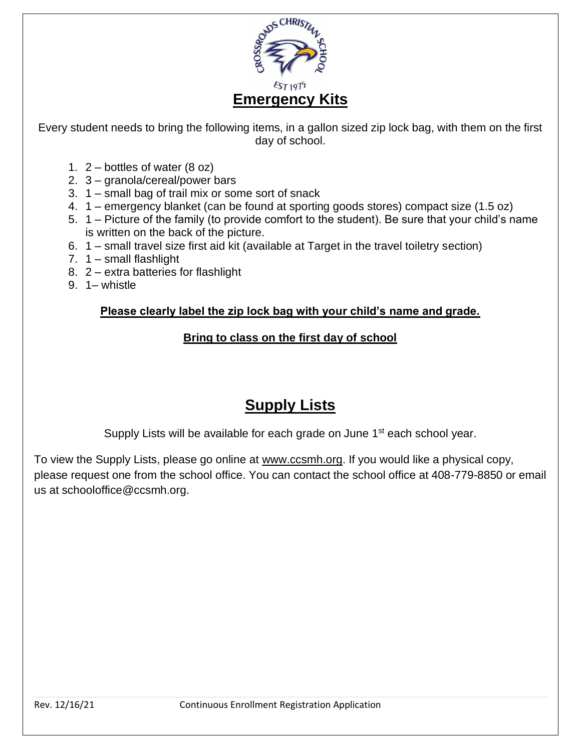# Emergency Kits

Every student needs to bring the following items, in a gallon sized zip lock bag, with them on the first day of school.

1. 2 – bottles of water (8 oz)
2. 3 – granola/cereal/power bars
3. 1 – small bag of trail mix or some sort of snack
4. 1 – emergency blanket (can be found at sporting goods stores) compact size (1.5 oz)
5. 1 – Picture of the family (to provide comfort to the student). Be sure that your child's name is written on the back of the picture.
6. 1 – small travel size first aid kit (available at Target in the travel toiletry section)
7. 1 – small flashlight
8. 2 – extra batteries for flashlight
9. 1– whistle

**Please clearly label the zip lock bag with your child's name and grade.**

**Bring to class on the first day of school**

# Supply Lists

Supply Lists will be available for each grade on June 1st each school year.

To view the Supply Lists, please go online at www.ccsmh.org. If you would like a physical copy, please request one from the school office. You can contact the school office at 408-779-8850 or email us at schooloffice@ccsmh.org.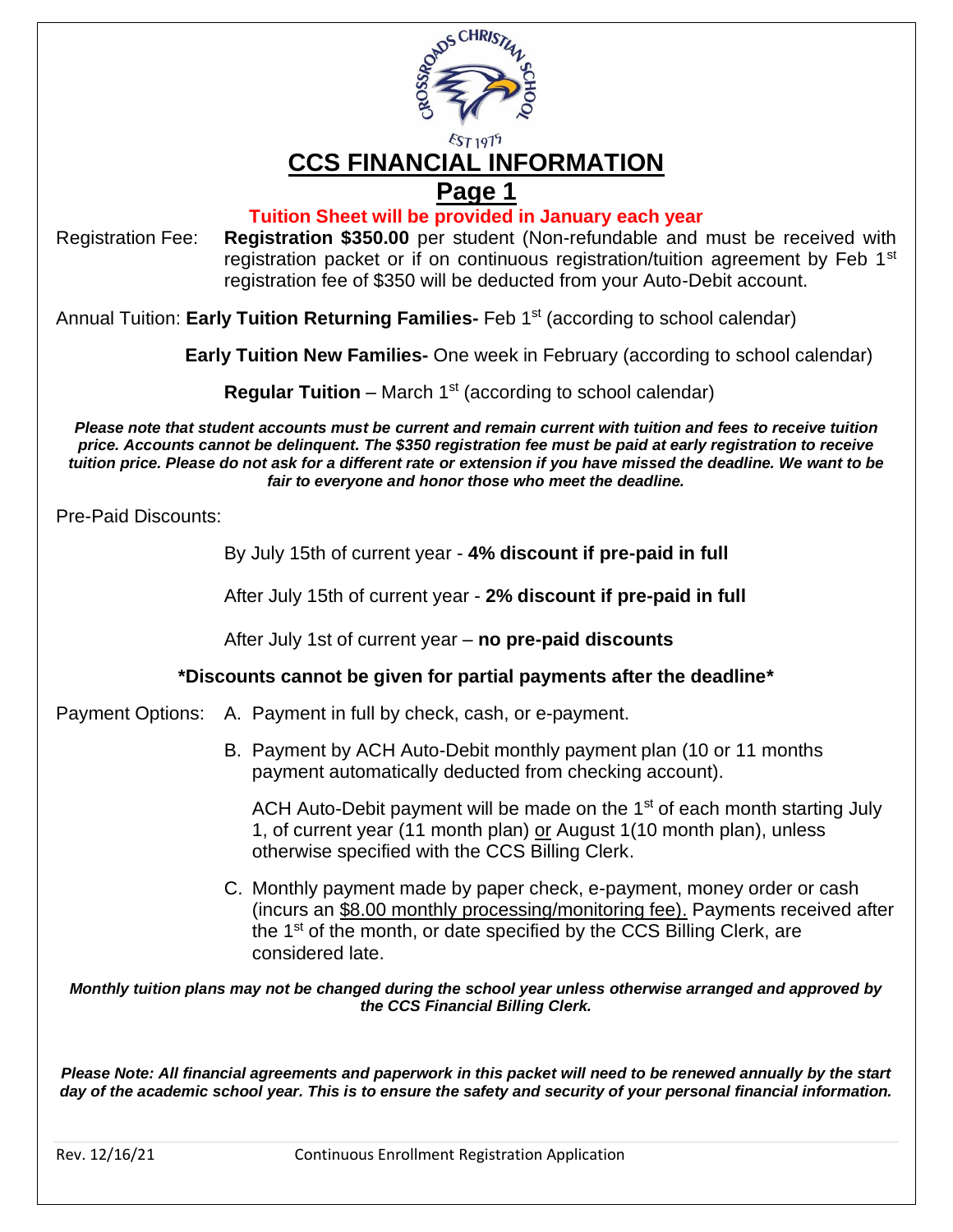# CCS FINANCIAL INFORMATION

## Page 1

**Tuition Sheet will be provided in January each year**

Registration Fee: **Registration $350.00** per student (Non-refundable and must be received with registration packet or if on continuous registration/tuition agreement by Feb 1st registration fee of $350 will be deducted from your Auto-Debit account.

Annual Tuition: **Early Tuition Returning Families-** Feb 1st (according to school calendar)

**Early Tuition New Families-** One week in February (according to school calendar)

**Regular Tuition** – March 1st (according to school calendar)

***Please note that student accounts must be current and remain current with tuition and fees to receive tuition price. Accounts cannot be delinquent. The $350 registration fee must be paid at early registration to receive tuition price. Please do not ask for a different rate or extension if you have missed the deadline. We want to be fair to everyone and honor those who meet the deadline.***

Pre-Paid Discounts:

By July 15th of current year - **4% discount if pre-paid in full**

After July 15th of current year - **2% discount if pre-paid in full**

After July 1st of current year – **no pre-paid discounts**

***Discounts cannot be given for partial payments after the deadline***

Payment Options:

A. Payment in full by check, cash, or e-payment.

B. Payment by ACH Auto-Debit monthly payment plan (10 or 11 months payment automatically deducted from checking account).

   ACH Auto-Debit payment will be made on the 1st of each month starting July 1, of current year (11 month plan) or August 1(10 month plan), unless otherwise specified with the CCS Billing Clerk.

C. Monthly payment made by paper check, e-payment, money order or cash (incurs an $8.00 monthly processing/monitoring fee). Payments received after the 1st of the month, or date specified by the CCS Billing Clerk, are considered late.

***Monthly tuition plans may not be changed during the school year unless otherwise arranged and approved by the CCS Financial Billing Clerk.***

***Please Note: All financial agreements and paperwork in this packet will need to be renewed annually by the start day of the academic school year. This is to ensure the safety and security of your personal financial information.***

Rev. 12/16/21 Continuous Enrollment Registration Application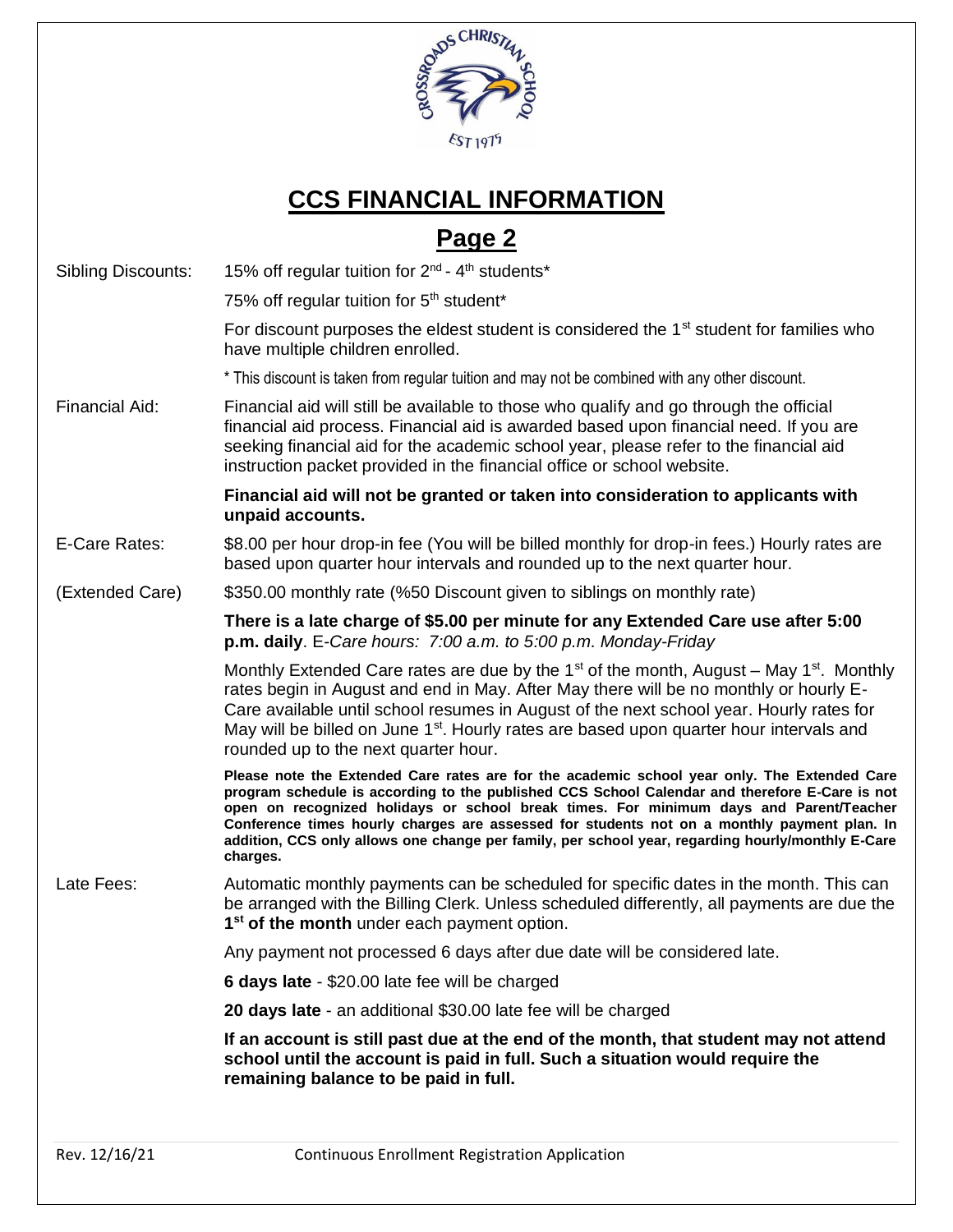# CCS FINANCIAL INFORMATION

## Page 2

**Sibling Discounts:**

15% off regular tuition for 2nd - 4th students*

75% off regular tuition for 5th student*

For discount purposes the eldest student is considered the 1st student for families who have multiple children enrolled.

* This discount is taken from regular tuition and may not be combined with any other discount.

**Financial Aid:**

Financial aid will still be available to those who qualify and go through the official financial aid process. Financial aid is awarded based upon financial need. If you are seeking financial aid for the academic school year, please refer to the financial aid instruction packet provided in the financial office or school website.

**Financial aid will not be granted or taken into consideration to applicants with unpaid accounts.**

**E-Care Rates:**

$8.00 per hour drop-in fee (You will be billed monthly for drop-in fees.) Hourly rates are based upon quarter hour intervals and rounded up to the next quarter hour.

**(Extended Care)**

$350.00 monthly rate (%50 Discount given to siblings on monthly rate)

**There is a late charge of $5.00 per minute for any Extended Care use after 5:00 p.m. daily**. E-*Care hours: 7:00 a.m. to 5:00 p.m. Monday-Friday*

Monthly Extended Care rates are due by the 1st of the month, August – May 1st. Monthly rates begin in August and end in May. After May there will be no monthly or hourly E-Care available until school resumes in August of the next school year. Hourly rates for May will be billed on June 1st. Hourly rates are based upon quarter hour intervals and rounded up to the next quarter hour.

**Please note the Extended Care rates are for the academic school year only. The Extended Care program schedule is according to the published CCS School Calendar and therefore E-Care is not open on recognized holidays or school break times. For minimum days and Parent/Teacher Conference times hourly charges are assessed for students not on a monthly payment plan. In addition, CCS only allows one change per family, per school year, regarding hourly/monthly E-Care charges.**

**Late Fees:**

Automatic monthly payments can be scheduled for specific dates in the month. This can be arranged with the Billing Clerk. Unless scheduled differently, all payments are due the **1st of the month** under each payment option.

Any payment not processed 6 days after due date will be considered late.

**6 days late** - $20.00 late fee will be charged

**20 days late** - an additional $30.00 late fee will be charged

**If an account is still past due at the end of the month, that student may not attend school until the account is paid in full. Such a situation would require the remaining balance to be paid in full.**

Rev. 12/16/21 Continuous Enrollment Registration Application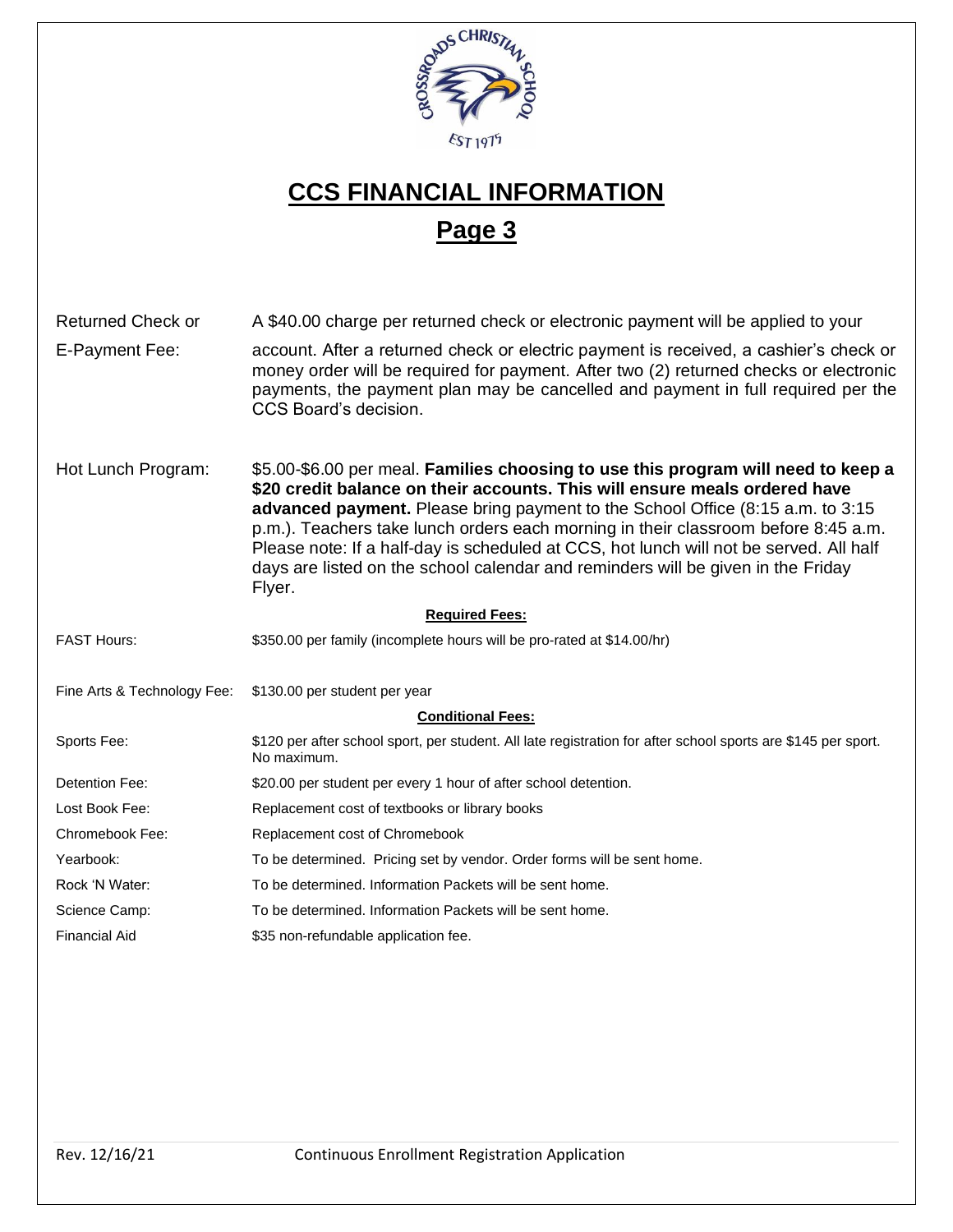# CCS FINANCIAL INFORMATION

## Page 3

| | |
|---|---|
| Returned Check or E-Payment Fee: | A $40.00 charge per returned check or electronic payment will be applied to your account. After a returned check or electric payment is received, a cashier's check or money order will be required for payment. After two (2) returned checks or electronic payments, the payment plan may be cancelled and payment in full required per the CCS Board's decision. |
| Hot Lunch Program: | $5.00-$6.00 per meal. **Families choosing to use this program will need to keep a $20 credit balance on their accounts. This will ensure meals ordered have advanced payment.** Please bring payment to the School Office (8:15 a.m. to 3:15 p.m.). Teachers take lunch orders each morning in their classroom before 8:45 a.m. Please note: If a half-day is scheduled at CCS, hot lunch will not be served. All half days are listed on the school calendar and reminders will be given in the Friday Flyer. |
| | **Required Fees:** |
| FAST Hours: | $350.00 per family (incomplete hours will be pro-rated at $14.00/hr) |
| Fine Arts & Technology Fee: | $130.00 per student per year |
| | **Conditional Fees:** |
| Sports Fee: | $120 per after school sport, per student. All late registration for after school sports are $145 per sport. No maximum. |
| Detention Fee: | $20.00 per student per every 1 hour of after school detention. |
| Lost Book Fee: | Replacement cost of textbooks or library books |
| Chromebook Fee: | Replacement cost of Chromebook |
| Yearbook: | To be determined. Pricing set by vendor. Order forms will be sent home. |
| Rock 'N Water: | To be determined. Information Packets will be sent home. |
| Science Camp: | To be determined. Information Packets will be sent home. |
| Financial Aid | $35 non-refundable application fee. |